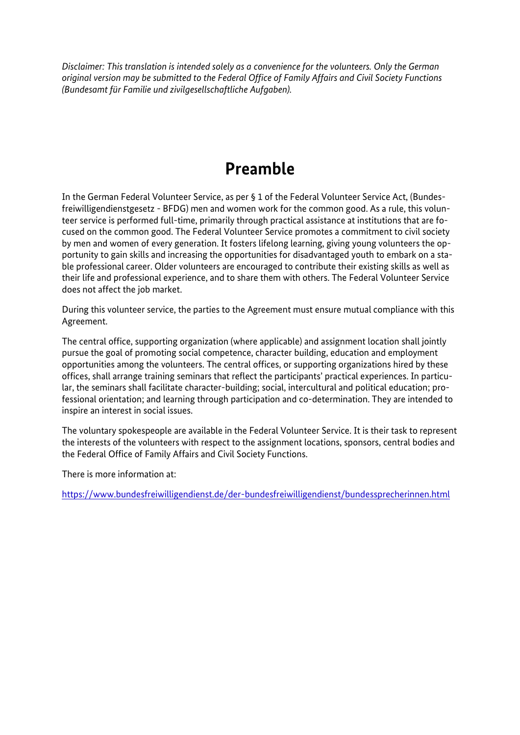*Disclaimer: This translation is intended solely as a convenience for the volunteers. Only the German original version may be submitted to the Federal Office of Family Affairs and Civil Society Functions (Bundesamt für Familie und zivilgesellschaftliche Aufgaben).*

# Preamble

In the German Federal Volunteer Service, as per § 1 of the Federal Volunteer Service Act, (Bundesfreiwilligendienstgesetz - BFDG) men and women work for the common good. As a rule, this volunteer service is performed full-time, primarily through practical assistance at institutions that are focused on the common good. The Federal Volunteer Service promotes a commitment to civil society by men and women of every generation. It fosters lifelong learning, giving young volunteers the opportunity to gain skills and increasing the opportunities for disadvantaged youth to embark on a stable professional career. Older volunteers are encouraged to contribute their existing skills as well as their life and professional experience, and to share them with others. The Federal Volunteer Service does not affect the job market.

During this volunteer service, the parties to the Agreement must ensure mutual compliance with this Agreement.

The central office, supporting organization (where applicable) and assignment location shall jointly pursue the goal of promoting social competence, character building, education and employment opportunities among the volunteers. The central offices, or supporting organizations hired by these offices, shall arrange training seminars that reflect the participants' practical experiences. In particular, the seminars shall facilitate character-building; social, intercultural and political education; professional orientation; and learning through participation and co-determination. They are intended to inspire an interest in social issues.

The voluntary spokespeople are available in the Federal Volunteer Service. It is their task to represent the interests of the volunteers with respect to the assignment locations, sponsors, central bodies and the Federal Office of Family Affairs and Civil Society Functions.

There is more information at:

https://www.bundesfreiwilligendienst.de/der-bundesfreiwilligendienst/bundessprecherinnen.html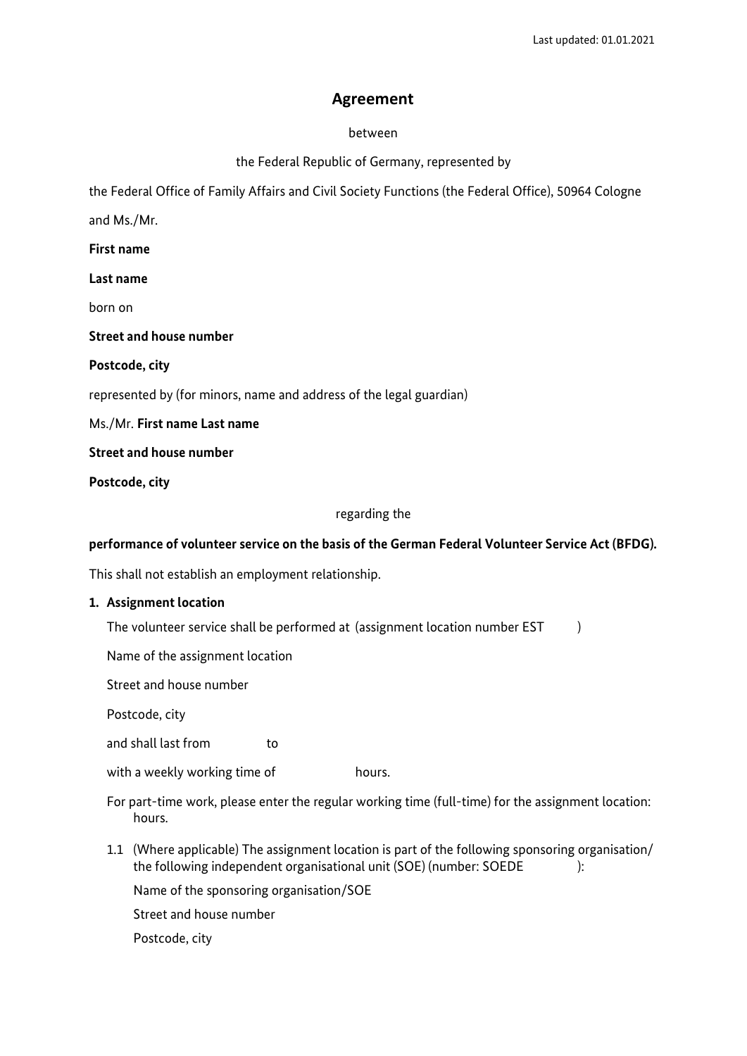Last updated: 01.01.2021

# Agreement

between

the Federal Republic of Germany, represented by

the Federal Office of Family Affairs and Civil Society Functions (the Federal Office), 50964 Cologne

and Ms./Mr.

**First name**

**Last name**

born on

**Street and house number**

**Postcode, city**

represented by (for minors, name and address of the legal guardian)

Ms./Mr. **First name Last name**

**Street and house number**

**Postcode, city**

regarding the

**performance of volunteer service on the basis of the German Federal Volunteer Service Act (BFDG).**

This shall not establish an employment relationship.

## 1. Assignment location

The volunteer service shall be performed at (assignment location number EST )

Name of the assignment location

Street and house number

Postcode, city

and shall last from to

with a weekly working time of hours.

For part-time work, please enter the regular working time (full-time) for the assignment location: hours.

1.1 (Where applicable) The assignment location is part of the following sponsoring organisation/ the following independent organisational unit (SOE) (number: SOEDE ):

Name of the sponsoring organisation/SOE

Street and house number

Postcode, city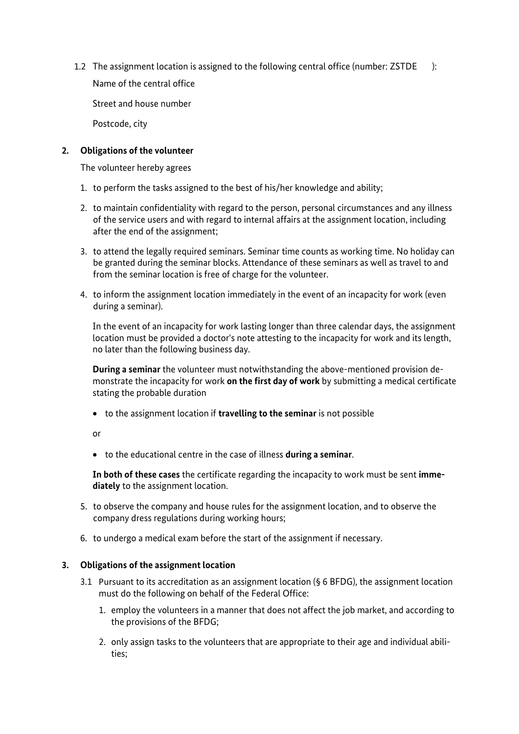1.2 The assignment location is assigned to the following central office (number: ZSTDE ):

Name of the central office

Street and house number

Postcode, city

## 2. Obligations of the volunteer

The volunteer hereby agrees

1. to perform the tasks assigned to the best of his/her knowledge and ability;
2. to maintain confidentiality with regard to the person, personal circumstances and any illness of the service users and with regard to internal affairs at the assignment location, including after the end of the assignment;
3. to attend the legally required seminars. Seminar time counts as working time. No holiday can be granted during the seminar blocks. Attendance of these seminars as well as travel to and from the seminar location is free of charge for the volunteer.
4. to inform the assignment location immediately in the event of an incapacity for work (even during a seminar).

   In the event of an incapacity for work lasting longer than three calendar days, the assignment location must be provided a doctor's note attesting to the incapacity for work and its length, no later than the following business day.

   **During a seminar** the volunteer must notwithstanding the above-mentioned provision demonstrate the incapacity for work **on the first day of work** by submitting a medical certificate stating the probable duration

   - to the assignment location if **travelling to the seminar** is not possible

   or

   - to the educational centre in the case of illness **during a seminar**.

   **In both of these cases** the certificate regarding the incapacity to work must be sent **immediately** to the assignment location.

5. to observe the company and house rules for the assignment location, and to observe the company dress regulations during working hours;
6. to undergo a medical exam before the start of the assignment if necessary.

## 3. Obligations of the assignment location

3.1 Pursuant to its accreditation as an assignment location (§ 6 BFDG), the assignment location must do the following on behalf of the Federal Office:

1. employ the volunteers in a manner that does not affect the job market, and according to the provisions of the BFDG;
2. only assign tasks to the volunteers that are appropriate to their age and individual abilities;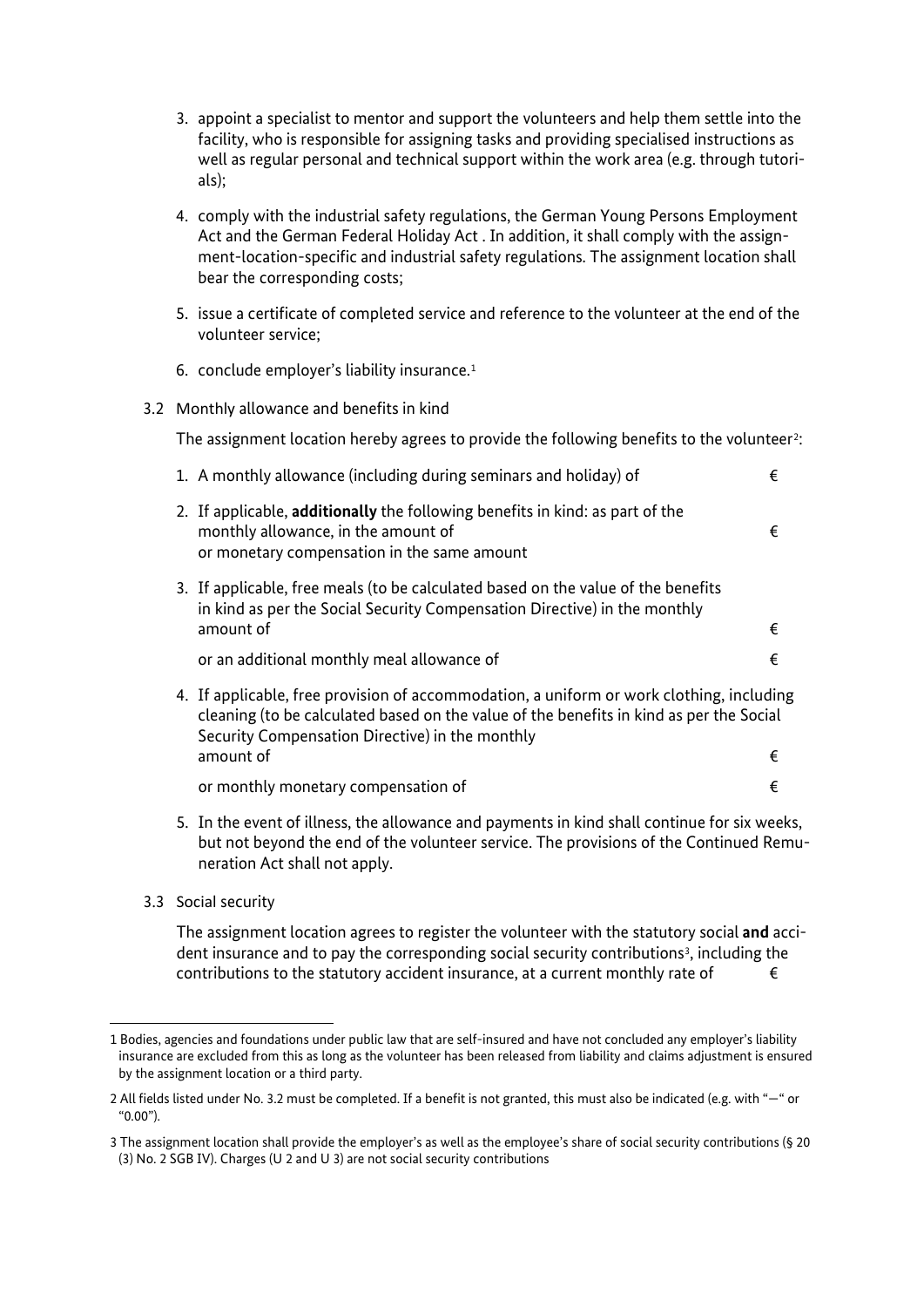3. appoint a specialist to mentor and support the volunteers and help them settle into the facility, who is responsible for assigning tasks and providing specialised instructions as well as regular personal and technical support within the work area (e.g. through tutorials);

4. comply with the industrial safety regulations, the German Young Persons Employment Act and the German Federal Holiday Act . In addition, it shall comply with the assignment-location-specific and industrial safety regulations. The assignment location shall bear the corresponding costs;

5. issue a certificate of completed service and reference to the volunteer at the end of the volunteer service;

6. conclude employer's liability insurance.[1]

3.2 Monthly allowance and benefits in kind

The assignment location hereby agrees to provide the following benefits to the volunteer[2]:

1. A monthly allowance (including during seminars and holiday) of €

2. If applicable, **additionally** the following benefits in kind: as part of the monthly allowance, in the amount of €
   or monetary compensation in the same amount

3. If applicable, free meals (to be calculated based on the value of the benefits in kind as per the Social Security Compensation Directive) in the monthly amount of €

   or an additional monthly meal allowance of €

4. If applicable, free provision of accommodation, a uniform or work clothing, including cleaning (to be calculated based on the value of the benefits in kind as per the Social Security Compensation Directive) in the monthly amount of €

   or monthly monetary compensation of €

5. In the event of illness, the allowance and payments in kind shall continue for six weeks, but not beyond the end of the volunteer service. The provisions of the Continued Remuneration Act shall not apply.

3.3 Social security

The assignment location agrees to register the volunteer with the statutory social **and** accident insurance and to pay the corresponding social security contributions[3], including the contributions to the statutory accident insurance, at a current monthly rate of €

---

1 Bodies, agencies and foundations under public law that are self-insured and have not concluded any employer's liability insurance are excluded from this as long as the volunteer has been released from liability and claims adjustment is ensured by the assignment location or a third party.

2 All fields listed under No. 3.2 must be completed. If a benefit is not granted, this must also be indicated (e.g. with "—" or "0.00").

3 The assignment location shall provide the employer's as well as the employee's share of social security contributions (§ 20 (3) No. 2 SGB IV). Charges (U 2 and U 3) are not social security contributions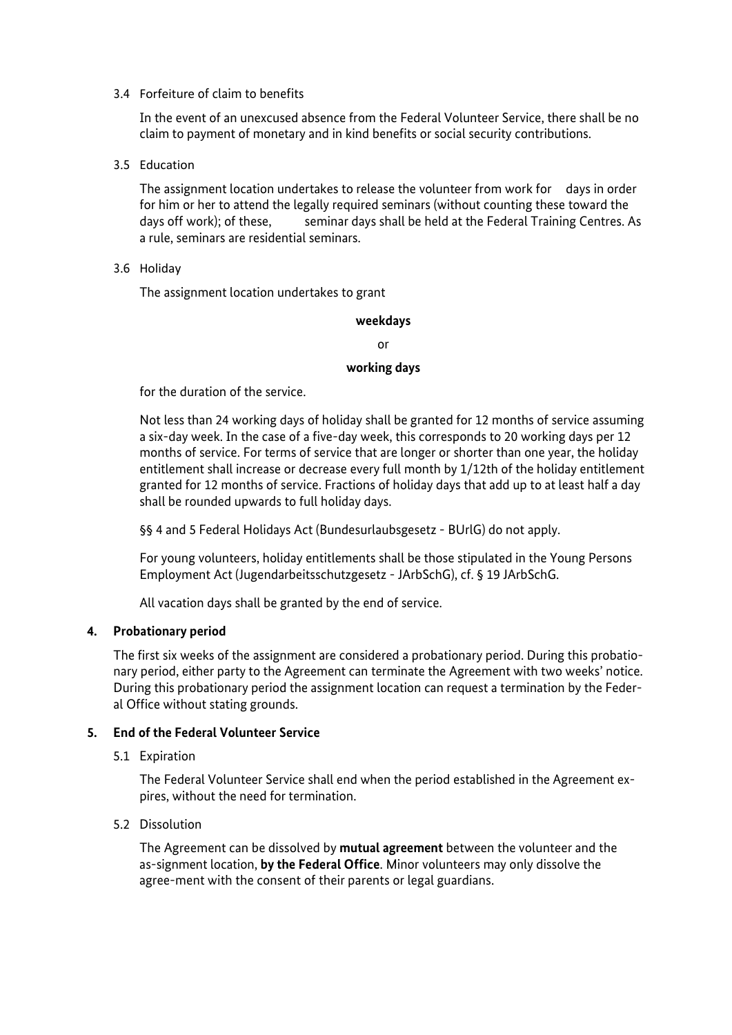3.4 Forfeiture of claim to benefits

In the event of an unexcused absence from the Federal Volunteer Service, there shall be no claim to payment of monetary and in kind benefits or social security contributions.

3.5 Education

The assignment location undertakes to release the volunteer from work for  days in order for him or her to attend the legally required seminars (without counting these toward the days off work); of these,  seminar days shall be held at the Federal Training Centres. As a rule, seminars are residential seminars.

3.6 Holiday

The assignment location undertakes to grant

**weekdays**

or

**working days**

for the duration of the service.

Not less than 24 working days of holiday shall be granted for 12 months of service assuming a six-day week. In the case of a five-day week, this corresponds to 20 working days per 12 months of service. For terms of service that are longer or shorter than one year, the holiday entitlement shall increase or decrease every full month by 1/12th of the holiday entitlement granted for 12 months of service. Fractions of holiday days that add up to at least half a day shall be rounded upwards to full holiday days.

§§ 4 and 5 Federal Holidays Act (Bundesurlaubsgesetz - BUrlG) do not apply.

For young volunteers, holiday entitlements shall be those stipulated in the Young Persons Employment Act (Jugendarbeitsschutzgesetz - JArbSchG), cf. § 19 JArbSchG.

All vacation days shall be granted by the end of service.

## 4. Probationary period

The first six weeks of the assignment are considered a probationary period. During this probationary period, either party to the Agreement can terminate the Agreement with two weeks' notice. During this probationary period the assignment location can request a termination by the Federal Office without stating grounds.

## 5. End of the Federal Volunteer Service

5.1 Expiration

The Federal Volunteer Service shall end when the period established in the Agreement expires, without the need for termination.

5.2 Dissolution

The Agreement can be dissolved by **mutual agreement** between the volunteer and the as-signment location, **by the Federal Office**. Minor volunteers may only dissolve the agree-ment with the consent of their parents or legal guardians.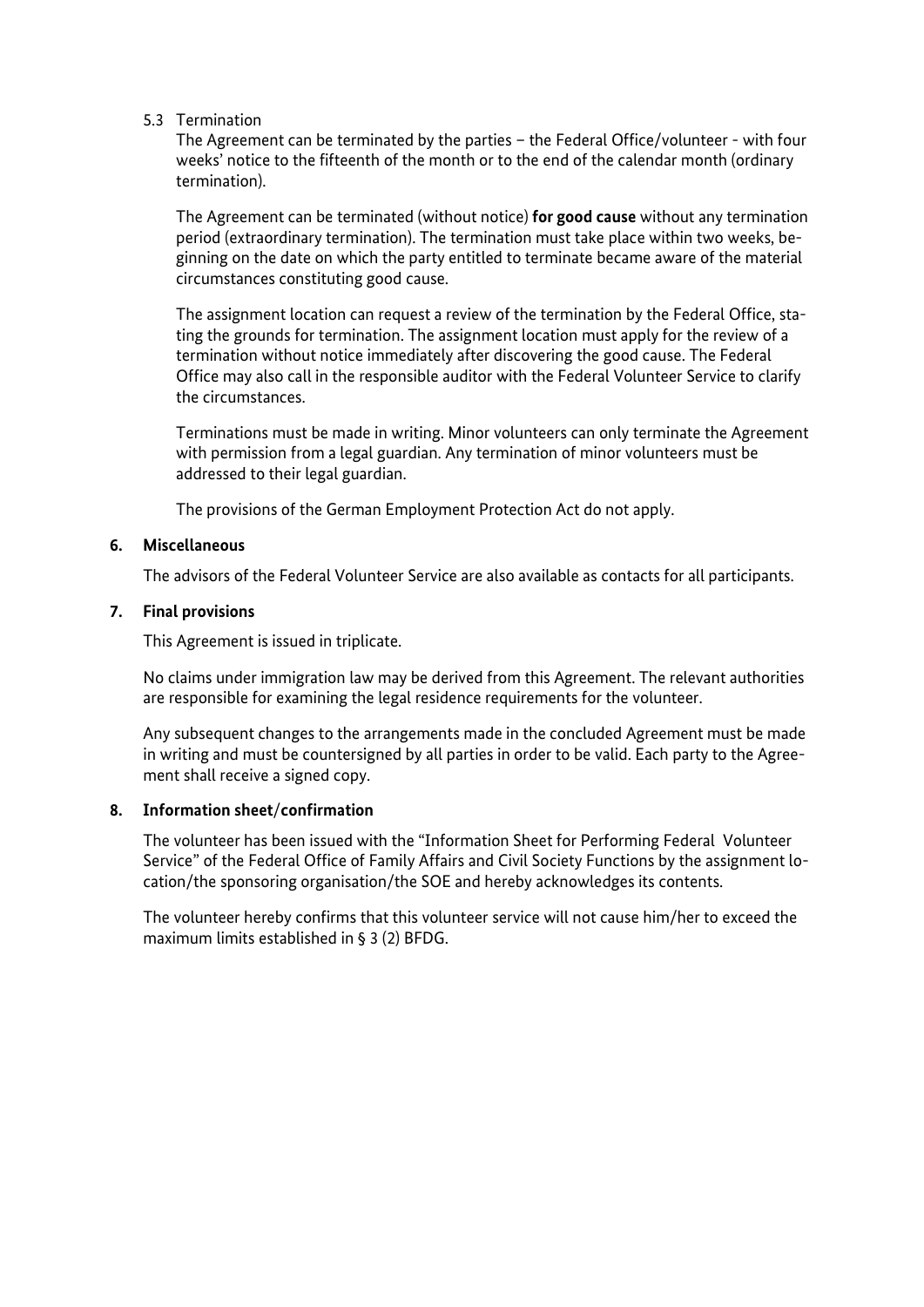### 5.3 Termination

The Agreement can be terminated by the parties – the Federal Office/volunteer - with four weeks' notice to the fifteenth of the month or to the end of the calendar month (ordinary termination).

The Agreement can be terminated (without notice) **for good cause** without any termination period (extraordinary termination). The termination must take place within two weeks, beginning on the date on which the party entitled to terminate became aware of the material circumstances constituting good cause.

The assignment location can request a review of the termination by the Federal Office, stating the grounds for termination. The assignment location must apply for the review of a termination without notice immediately after discovering the good cause. The Federal Office may also call in the responsible auditor with the Federal Volunteer Service to clarify the circumstances.

Terminations must be made in writing. Minor volunteers can only terminate the Agreement with permission from a legal guardian. Any termination of minor volunteers must be addressed to their legal guardian.

The provisions of the German Employment Protection Act do not apply.

## 6. Miscellaneous

The advisors of the Federal Volunteer Service are also available as contacts for all participants.

## 7. Final provisions

This Agreement is issued in triplicate.

No claims under immigration law may be derived from this Agreement. The relevant authorities are responsible for examining the legal residence requirements for the volunteer.

Any subsequent changes to the arrangements made in the concluded Agreement must be made in writing and must be countersigned by all parties in order to be valid. Each party to the Agreement shall receive a signed copy.

## 8. Information sheet/confirmation

The volunteer has been issued with the "Information Sheet for Performing Federal Volunteer Service" of the Federal Office of Family Affairs and Civil Society Functions by the assignment location/the sponsoring organisation/the SOE and hereby acknowledges its contents.

The volunteer hereby confirms that this volunteer service will not cause him/her to exceed the maximum limits established in § 3 (2) BFDG.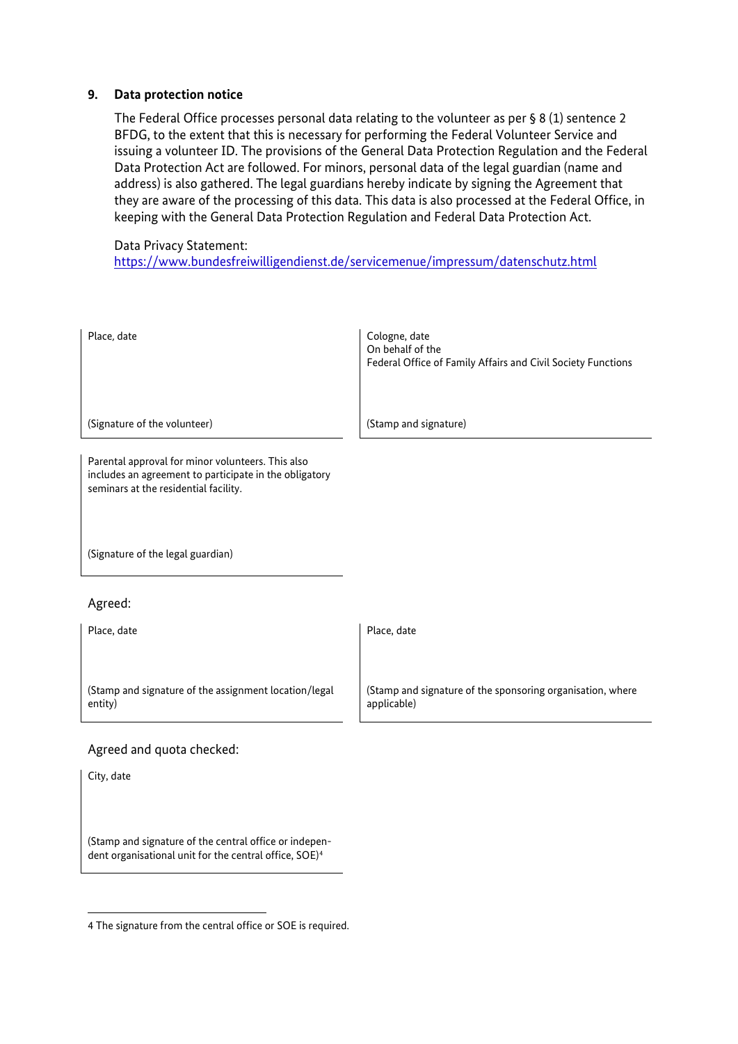## 9. Data protection notice

The Federal Office processes personal data relating to the volunteer as per § 8 (1) sentence 2 BFDG, to the extent that this is necessary for performing the Federal Volunteer Service and issuing a volunteer ID. The provisions of the General Data Protection Regulation and the Federal Data Protection Act are followed. For minors, personal data of the legal guardian (name and address) is also gathered. The legal guardians hereby indicate by signing the Agreement that they are aware of the processing of this data. This data is also processed at the Federal Office, in keeping with the General Data Protection Regulation and Federal Data Protection Act.

Data Privacy Statement:
https://www.bundesfreiwilligendienst.de/servicemenue/impressum/datenschutz.html

| Place, date<br><br><br><br>(Signature of the volunteer) | Cologne, date<br>On behalf of the<br>Federal Office of Family Affairs and Civil Society Functions<br><br><br>(Stamp and signature) |
|---|---|

Parental approval for minor volunteers. This also includes an agreement to participate in the obligatory seminars at the residential facility.

(Signature of the legal guardian)

Agreed:

| Place, date<br><br><br>(Stamp and signature of the assignment location/legal entity) | Place, date<br><br><br>(Stamp and signature of the sponsoring organisation, where applicable) |
|---|---|

Agreed and quota checked:

City, date

(Stamp and signature of the central office or independent organisational unit for the central office, SOE)[4]

[4] The signature from the central office or SOE is required.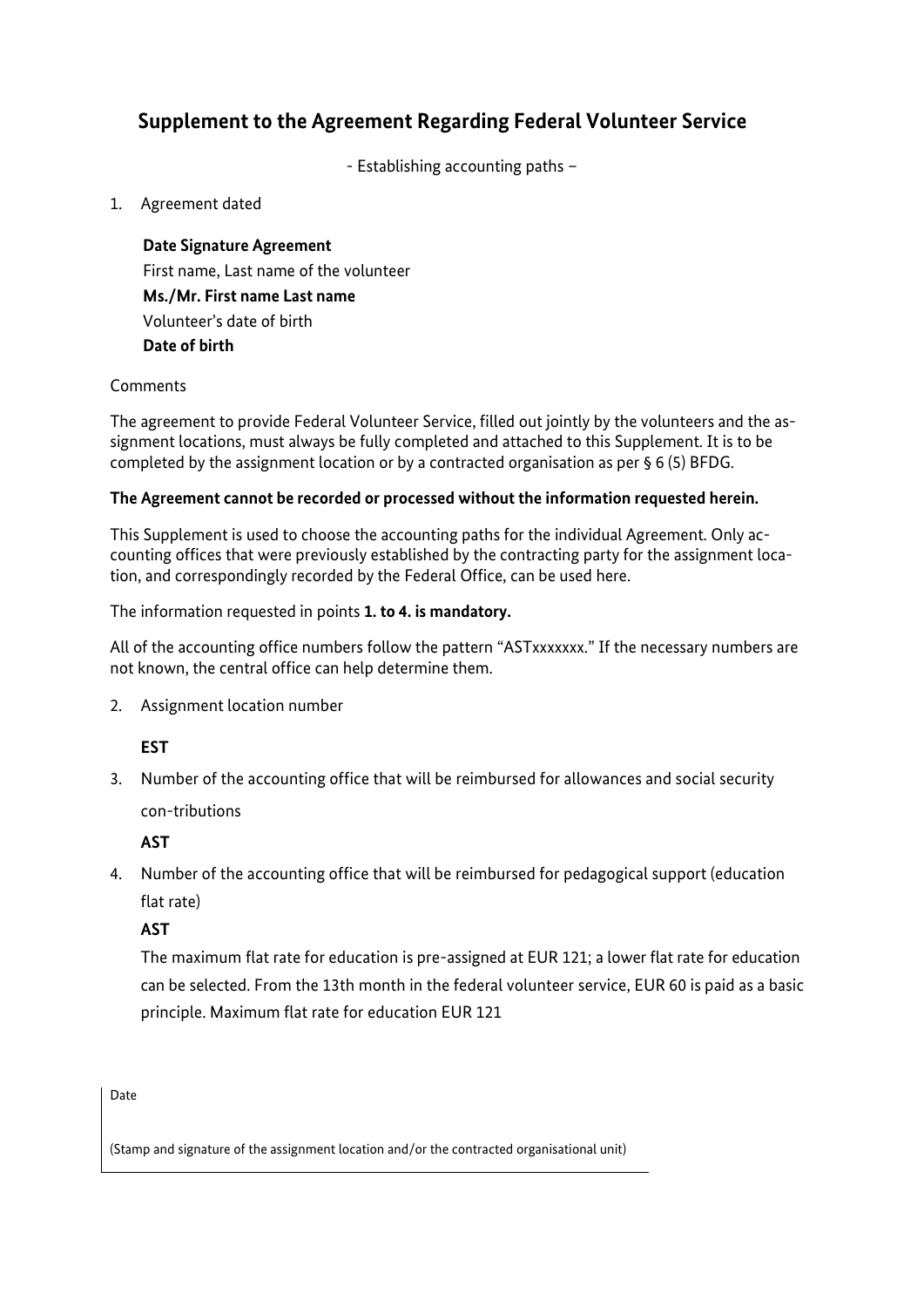## Supplement to the Agreement Regarding Federal Volunteer Service

- Establishing accounting paths –

1. Agreement dated

   **Date Signature Agreement**
   First name, Last name of the volunteer
   **Ms./Mr. First name Last name**
   Volunteer's date of birth
   **Date of birth**

Comments

The agreement to provide Federal Volunteer Service, filled out jointly by the volunteers and the assignment locations, must always be fully completed and attached to this Supplement. It is to be completed by the assignment location or by a contracted organisation as per § 6 (5) BFDG.

**The Agreement cannot be recorded or processed without the information requested herein.**

This Supplement is used to choose the accounting paths for the individual Agreement. Only accounting offices that were previously established by the contracting party for the assignment location, and correspondingly recorded by the Federal Office, can be used here.

The information requested in points **1. to 4. is mandatory.**

All of the accounting office numbers follow the pattern "ASTxxxxxxx." If the necessary numbers are not known, the central office can help determine them.

2. Assignment location number

   **EST**

3. Number of the accounting office that will be reimbursed for allowances and social security con-tributions

   **AST**

4. Number of the accounting office that will be reimbursed for pedagogical support (education flat rate)

   **AST**

   The maximum flat rate for education is pre-assigned at EUR 121; a lower flat rate for education can be selected. From the 13th month in the federal volunteer service, EUR 60 is paid as a basic principle. Maximum flat rate for education EUR 121

Date

(Stamp and signature of the assignment location and/or the contracted organisational unit)